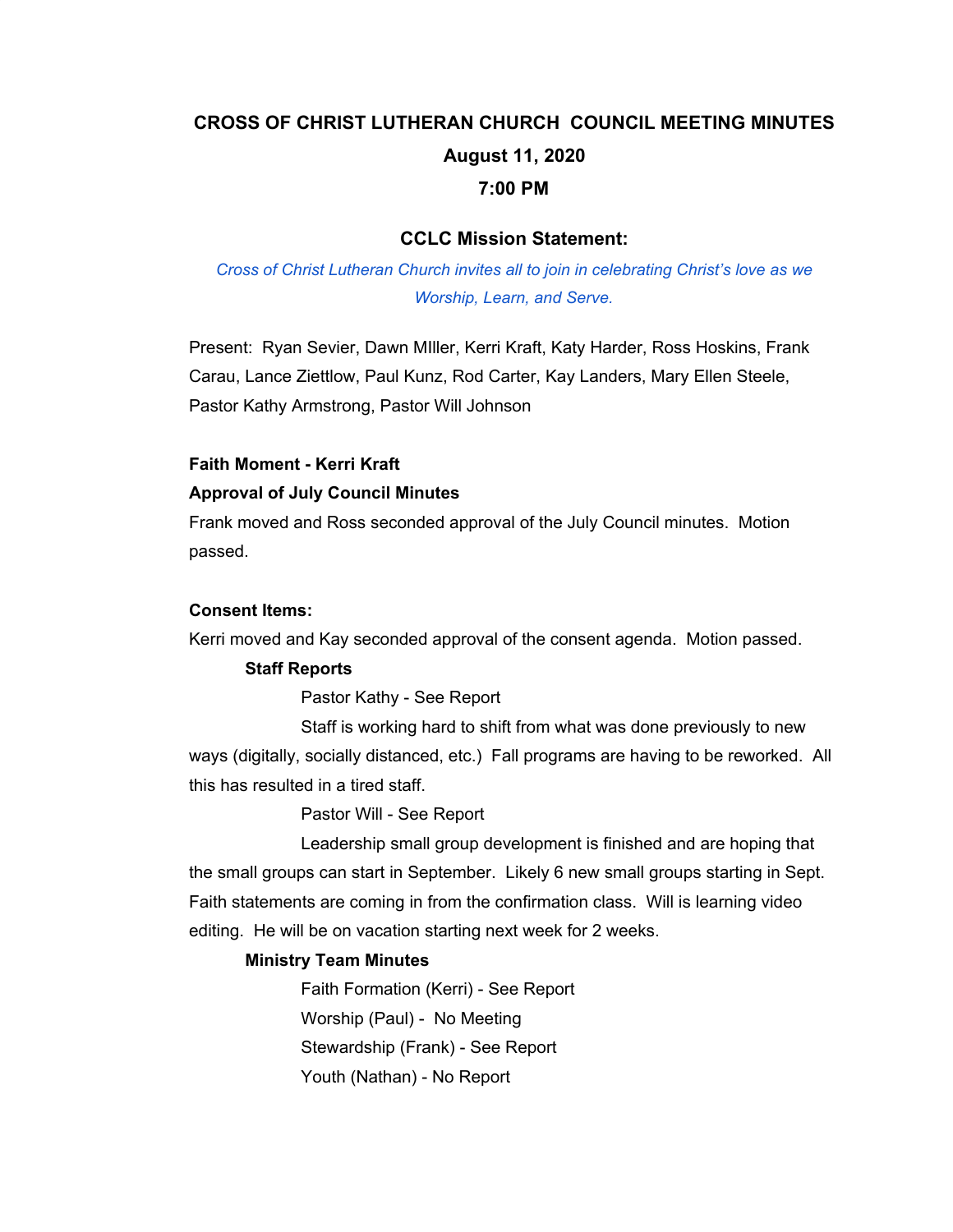# CROSS OF CHRIST LUTHERAN CHURCH COUNCIL MEETING MINUTES

## August 11, 2020

## 7:00 PM

### CCLC Mission Statement:

*Cross of Christ Lutheran Church invites all to join in celebrating Christ's love as we Worship, Learn, and Serve.*

Present: Ryan Sevier, Dawn MIller, Kerri Kraft, Katy Harder, Ross Hoskins, Frank Carau, Lance Ziettlow, Paul Kunz, Rod Carter, Kay Landers, Mary Ellen Steele, Pastor Kathy Armstrong, Pastor Will Johnson

**Faith Moment - Kerri Kraft**

**Approval of July Council Minutes**

Frank moved and Ross seconded approval of the July Council minutes. Motion passed.

**Consent Items:**

Kerri moved and Kay seconded approval of the consent agenda. Motion passed.

**Staff Reports**

Pastor Kathy - See Report

Staff is working hard to shift from what was done previously to new ways (digitally, socially distanced, etc.) Fall programs are having to be reworked. All this has resulted in a tired staff.

Pastor Will - See Report

Leadership small group development is finished and are hoping that the small groups can start in September. Likely 6 new small groups starting in Sept. Faith statements are coming in from the confirmation class. Will is learning video editing. He will be on vacation starting next week for 2 weeks.

**Ministry Team Minutes**

Faith Formation (Kerri) - See Report

Worship (Paul) - No Meeting

Stewardship (Frank) - See Report

Youth (Nathan) - No Report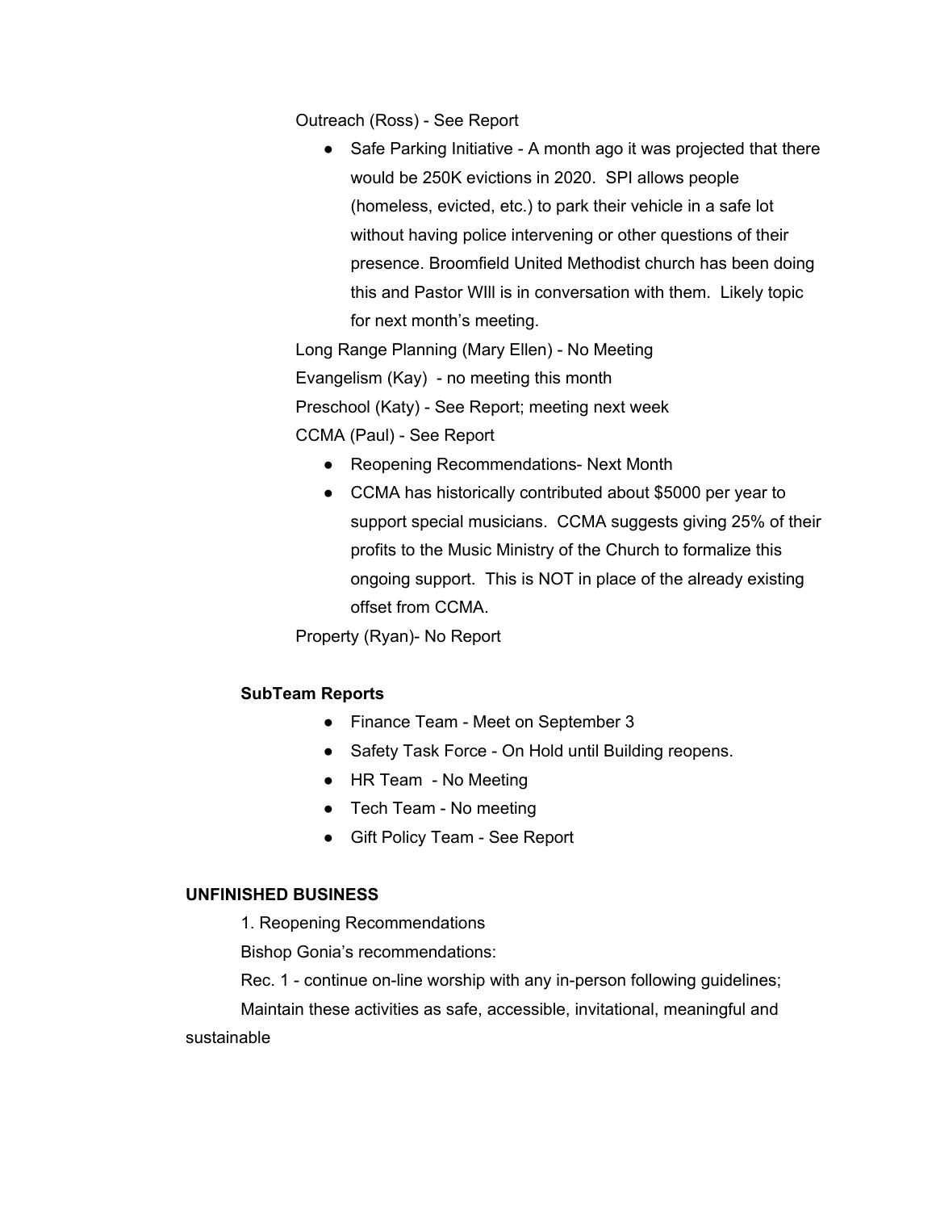Outreach (Ross) - See Report

- Safe Parking Initiative - A month ago it was projected that there would be 250K evictions in 2020. SPI allows people (homeless, evicted, etc.) to park their vehicle in a safe lot without having police intervening or other questions of their presence. Broomfield United Methodist church has been doing this and Pastor WIll is in conversation with them. Likely topic for next month's meeting.

Long Range Planning (Mary Ellen) - No Meeting

Evangelism (Kay) - no meeting this month

Preschool (Katy) - See Report; meeting next week

CCMA (Paul) - See Report

- Reopening Recommendations- Next Month
- CCMA has historically contributed about $5000 per year to support special musicians. CCMA suggests giving 25% of their profits to the Music Ministry of the Church to formalize this ongoing support. This is NOT in place of the already existing offset from CCMA.

Property (Ryan)- No Report

**SubTeam Reports**

- Finance Team - Meet on September 3
- Safety Task Force - On Hold until Building reopens.
- HR Team - No Meeting
- Tech Team - No meeting
- Gift Policy Team - See Report

**UNFINISHED BUSINESS**

1. Reopening Recommendations

Bishop Gonia's recommendations:

Rec. 1 - continue on-line worship with any in-person following guidelines;

Maintain these activities as safe, accessible, invitational, meaningful and sustainable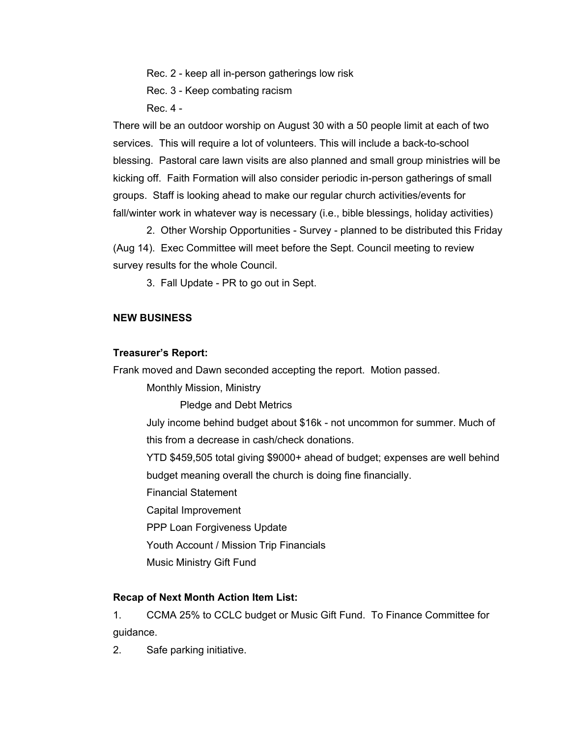Rec. 2 - keep all in-person gatherings low risk

Rec. 3 - Keep combating racism

Rec. 4 -

There will be an outdoor worship on August 30 with a 50 people limit at each of two services. This will require a lot of volunteers. This will include a back-to-school blessing. Pastoral care lawn visits are also planned and small group ministries will be kicking off. Faith Formation will also consider periodic in-person gatherings of small groups. Staff is looking ahead to make our regular church activities/events for fall/winter work in whatever way is necessary (i.e., bible blessings, holiday activities)

2. Other Worship Opportunities - Survey - planned to be distributed this Friday (Aug 14). Exec Committee will meet before the Sept. Council meeting to review survey results for the whole Council.

3. Fall Update - PR to go out in Sept.

**NEW BUSINESS**

**Treasurer's Report:**

Frank moved and Dawn seconded accepting the report. Motion passed.

Monthly Mission, Ministry

Pledge and Debt Metrics

July income behind budget about $16k - not uncommon for summer. Much of this from a decrease in cash/check donations.

YTD $459,505 total giving $9000+ ahead of budget; expenses are well behind budget meaning overall the church is doing fine financially.

Financial Statement

Capital Improvement

PPP Loan Forgiveness Update

Youth Account / Mission Trip Financials

Music Ministry Gift Fund

**Recap of Next Month Action Item List:**

1. CCMA 25% to CCLC budget or Music Gift Fund. To Finance Committee for guidance.
2. Safe parking initiative.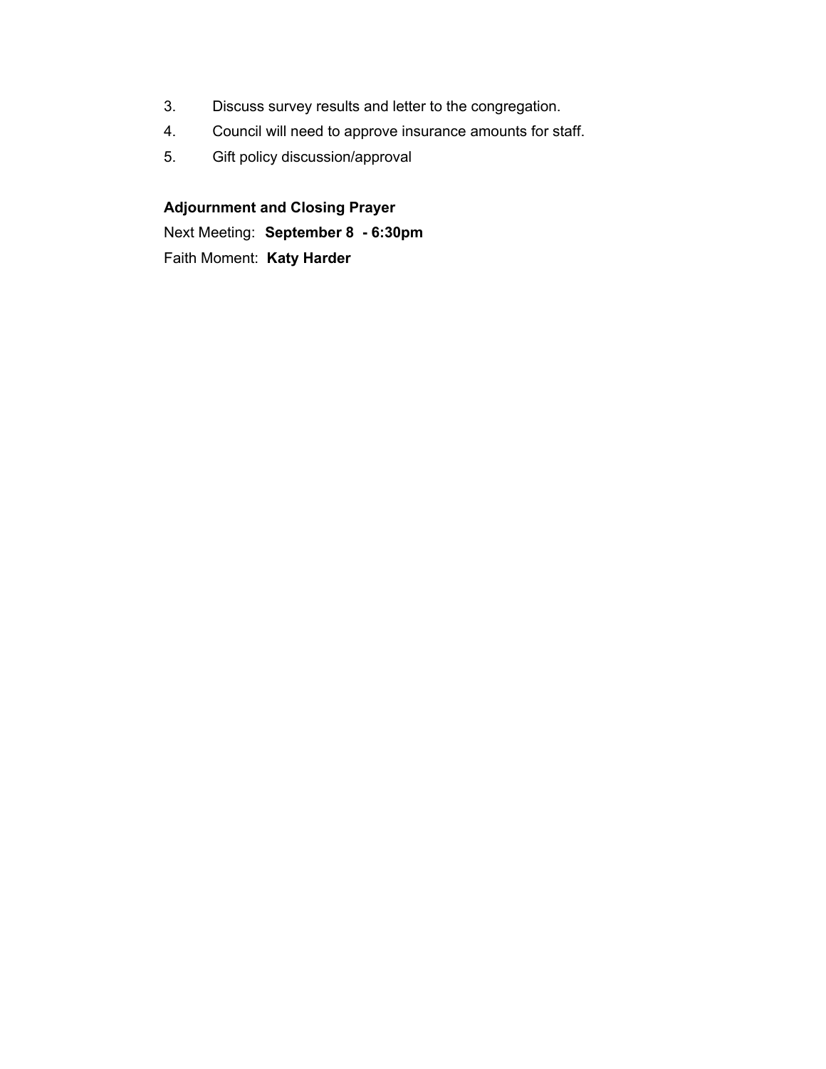3. Discuss survey results and letter to the congregation.
4. Council will need to approve insurance amounts for staff.
5. Gift policy discussion/approval

**Adjournment and Closing Prayer**

Next Meeting: **September 8 - 6:30pm**

Faith Moment: **Katy Harder**